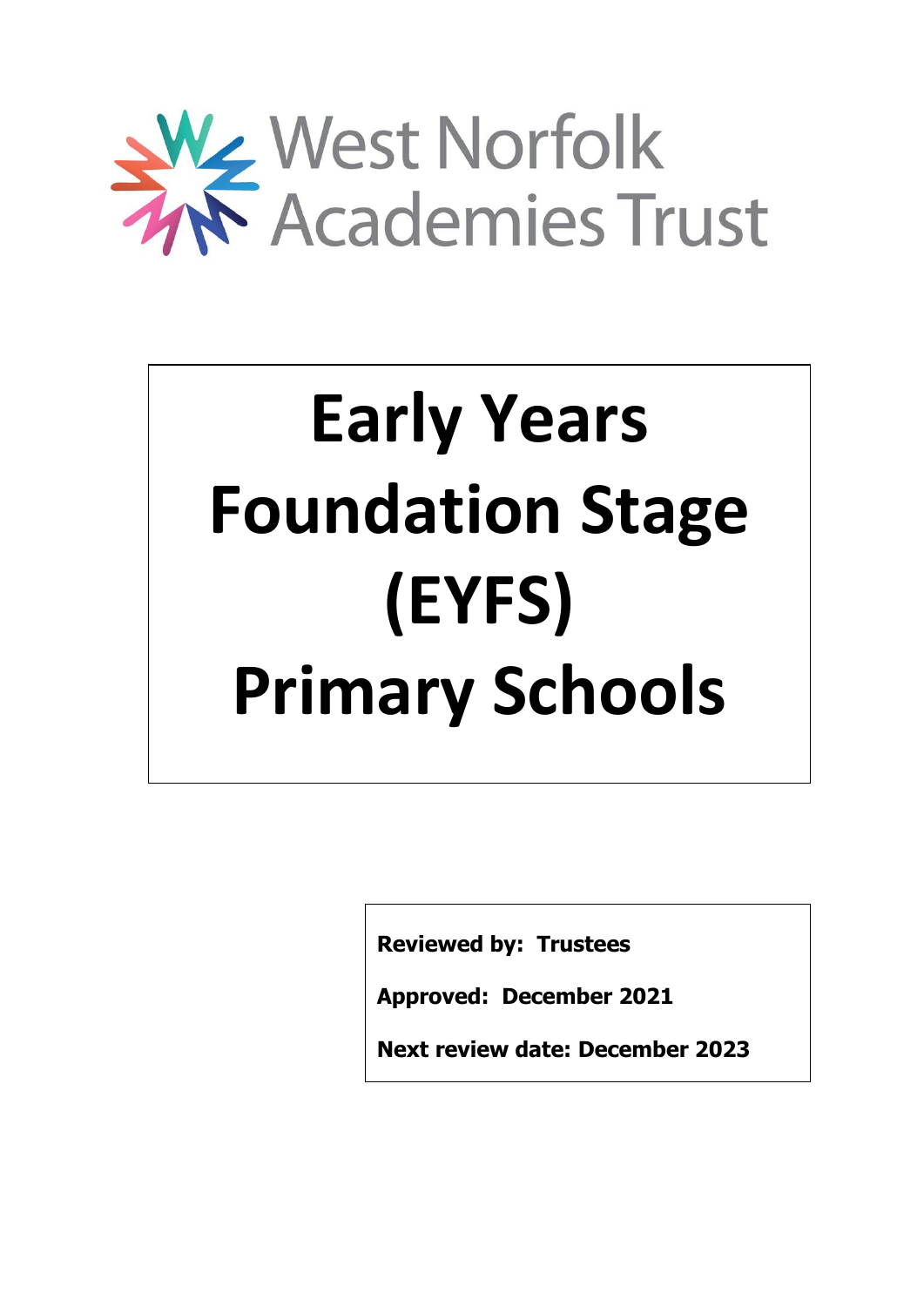West Norfolk Academies Trust

# Early Years Foundation Stage (EYFS) Primary Schools

**Reviewed by: Trustees**

**Approved: December 2021**

**Next review date: December 2023**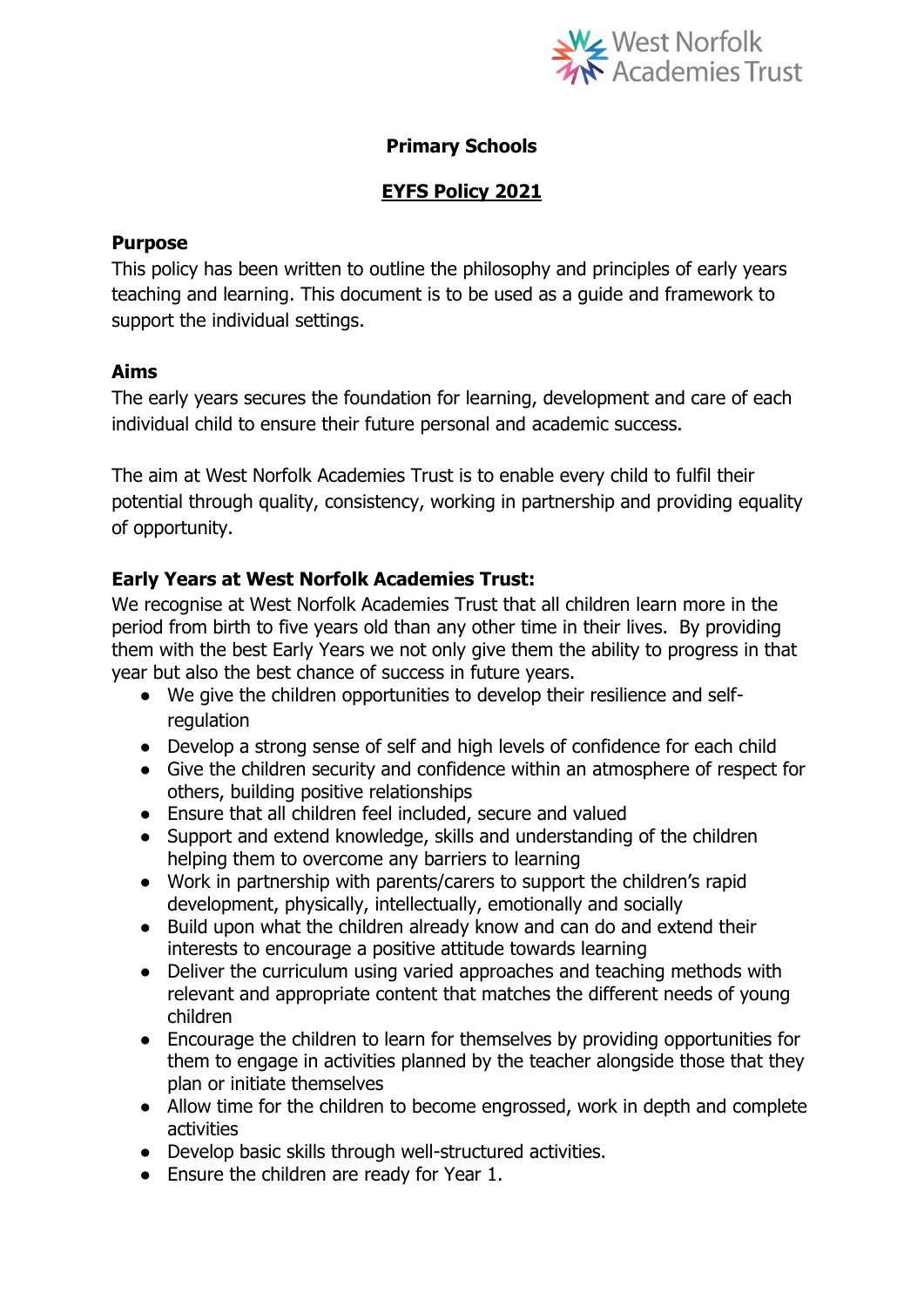## Primary Schools

## EYFS Policy 2021

### Purpose

This policy has been written to outline the philosophy and principles of early years teaching and learning. This document is to be used as a guide and framework to support the individual settings.

### Aims

The early years secures the foundation for learning, development and care of each individual child to ensure their future personal and academic success.

The aim at West Norfolk Academies Trust is to enable every child to fulfil their potential through quality, consistency, working in partnership and providing equality of opportunity.

### Early Years at West Norfolk Academies Trust:

We recognise at West Norfolk Academies Trust that all children learn more in the period from birth to five years old than any other time in their lives. By providing them with the best Early Years we not only give them the ability to progress in that year but also the best chance of success in future years.

- We give the children opportunities to develop their resilience and self-regulation
- Develop a strong sense of self and high levels of confidence for each child
- Give the children security and confidence within an atmosphere of respect for others, building positive relationships
- Ensure that all children feel included, secure and valued
- Support and extend knowledge, skills and understanding of the children helping them to overcome any barriers to learning
- Work in partnership with parents/carers to support the children's rapid development, physically, intellectually, emotionally and socially
- Build upon what the children already know and can do and extend their interests to encourage a positive attitude towards learning
- Deliver the curriculum using varied approaches and teaching methods with relevant and appropriate content that matches the different needs of young children
- Encourage the children to learn for themselves by providing opportunities for them to engage in activities planned by the teacher alongside those that they plan or initiate themselves
- Allow time for the children to become engrossed, work in depth and complete activities
- Develop basic skills through well-structured activities.
- Ensure the children are ready for Year 1.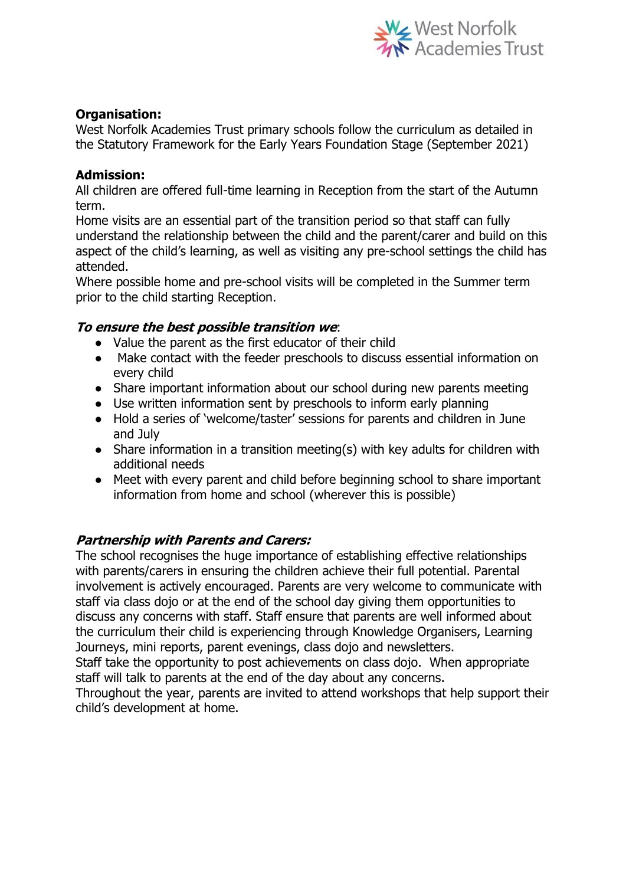**Organisation:**
West Norfolk Academies Trust primary schools follow the curriculum as detailed in the Statutory Framework for the Early Years Foundation Stage (September 2021)

**Admission:**
All children are offered full-time learning in Reception from the start of the Autumn term.
Home visits are an essential part of the transition period so that staff can fully understand the relationship between the child and the parent/carer and build on this aspect of the child's learning, as well as visiting any pre-school settings the child has attended.
Where possible home and pre-school visits will be completed in the Summer term prior to the child starting Reception.

***To ensure the best possible transition we***:

- Value the parent as the first educator of their child
- Make contact with the feeder preschools to discuss essential information on every child
- Share important information about our school during new parents meeting
- Use written information sent by preschools to inform early planning
- Hold a series of 'welcome/taster' sessions for parents and children in June and July
- Share information in a transition meeting(s) with key adults for children with additional needs
- Meet with every parent and child before beginning school to share important information from home and school (wherever this is possible)

***Partnership with Parents and Carers:***
The school recognises the huge importance of establishing effective relationships with parents/carers in ensuring the children achieve their full potential. Parental involvement is actively encouraged. Parents are very welcome to communicate with staff via class dojo or at the end of the school day giving them opportunities to discuss any concerns with staff. Staff ensure that parents are well informed about the curriculum their child is experiencing through Knowledge Organisers, Learning Journeys, mini reports, parent evenings, class dojo and newsletters.
Staff take the opportunity to post achievements on class dojo. When appropriate staff will talk to parents at the end of the day about any concerns.
Throughout the year, parents are invited to attend workshops that help support their child's development at home.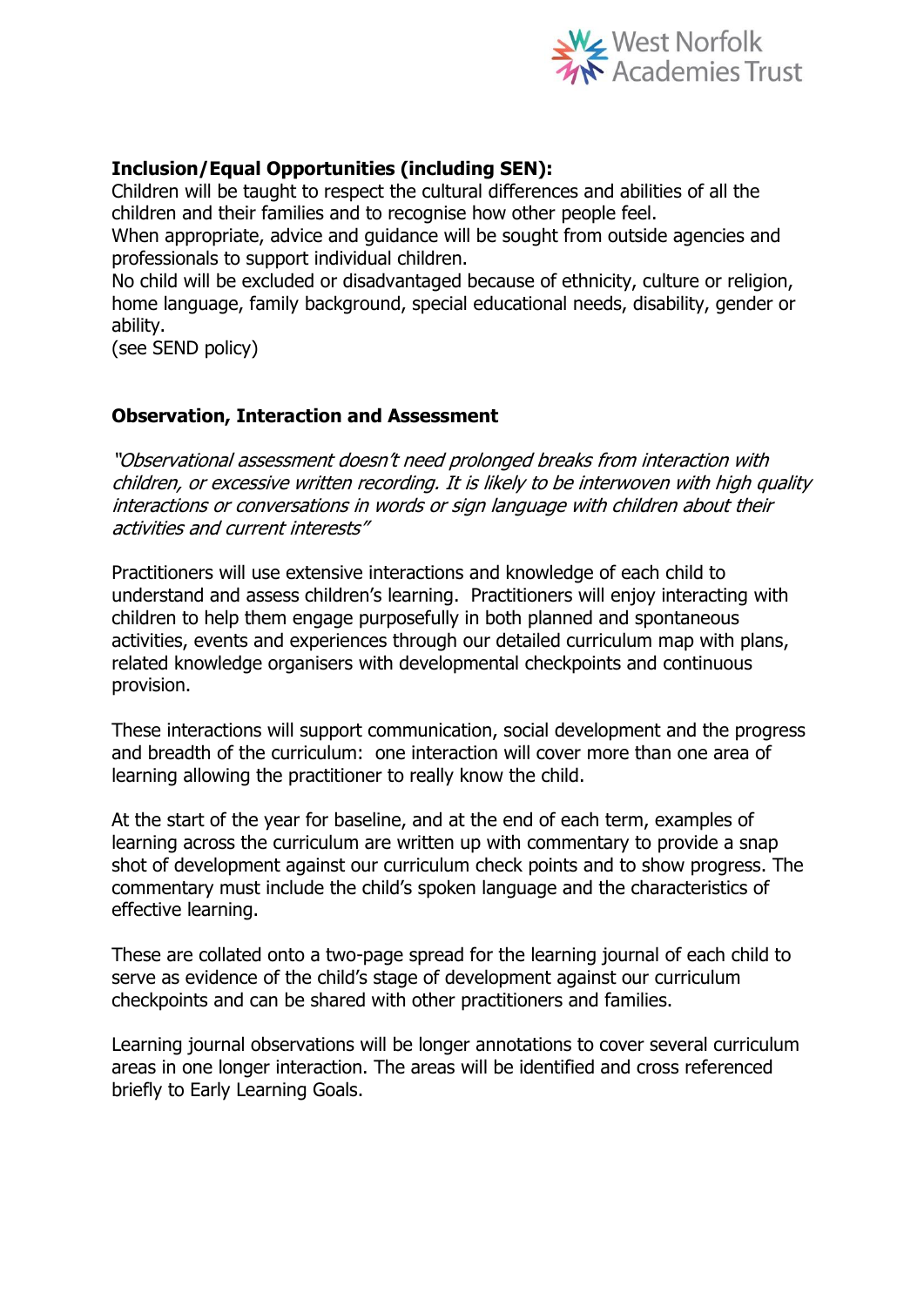**Inclusion/Equal Opportunities (including SEN):**

Children will be taught to respect the cultural differences and abilities of all the children and their families and to recognise how other people feel.

When appropriate, advice and guidance will be sought from outside agencies and professionals to support individual children.

No child will be excluded or disadvantaged because of ethnicity, culture or religion, home language, family background, special educational needs, disability, gender or ability.

(see SEND policy)

**Observation, Interaction and Assessment**

*"Observational assessment doesn't need prolonged breaks from interaction with children, or excessive written recording. It is likely to be interwoven with high quality interactions or conversations in words or sign language with children about their activities and current interests"*

Practitioners will use extensive interactions and knowledge of each child to understand and assess children's learning. Practitioners will enjoy interacting with children to help them engage purposefully in both planned and spontaneous activities, events and experiences through our detailed curriculum map with plans, related knowledge organisers with developmental checkpoints and continuous provision.

These interactions will support communication, social development and the progress and breadth of the curriculum: one interaction will cover more than one area of learning allowing the practitioner to really know the child.

At the start of the year for baseline, and at the end of each term, examples of learning across the curriculum are written up with commentary to provide a snap shot of development against our curriculum check points and to show progress. The commentary must include the child's spoken language and the characteristics of effective learning.

These are collated onto a two-page spread for the learning journal of each child to serve as evidence of the child's stage of development against our curriculum checkpoints and can be shared with other practitioners and families.

Learning journal observations will be longer annotations to cover several curriculum areas in one longer interaction. The areas will be identified and cross referenced briefly to Early Learning Goals.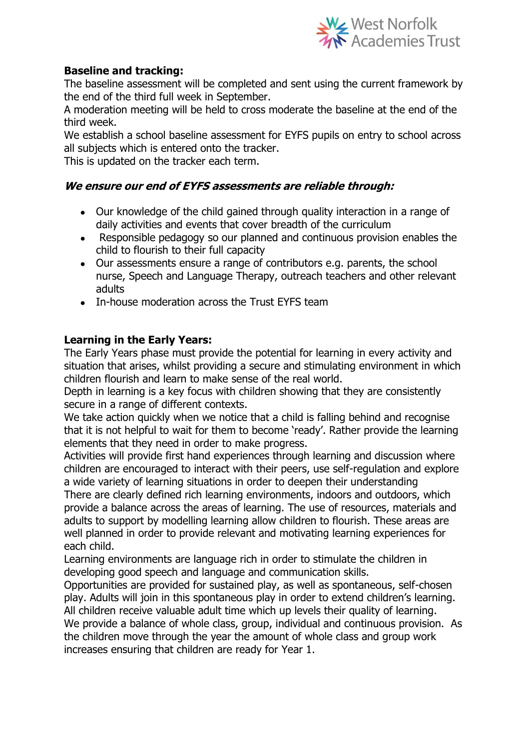**Baseline and tracking:**

The baseline assessment will be completed and sent using the current framework by the end of the third full week in September.

A moderation meeting will be held to cross moderate the baseline at the end of the third week.

We establish a school baseline assessment for EYFS pupils on entry to school across all subjects which is entered onto the tracker.

This is updated on the tracker each term.

***We ensure our end of EYFS assessments are reliable through:***

- Our knowledge of the child gained through quality interaction in a range of daily activities and events that cover breadth of the curriculum
- Responsible pedagogy so our planned and continuous provision enables the child to flourish to their full capacity
- Our assessments ensure a range of contributors e.g. parents, the school nurse, Speech and Language Therapy, outreach teachers and other relevant adults
- In-house moderation across the Trust EYFS team

**Learning in the Early Years:**

The Early Years phase must provide the potential for learning in every activity and situation that arises, whilst providing a secure and stimulating environment in which children flourish and learn to make sense of the real world.

Depth in learning is a key focus with children showing that they are consistently secure in a range of different contexts.

We take action quickly when we notice that a child is falling behind and recognise that it is not helpful to wait for them to become 'ready'. Rather provide the learning elements that they need in order to make progress.

Activities will provide first hand experiences through learning and discussion where children are encouraged to interact with their peers, use self-regulation and explore a wide variety of learning situations in order to deepen their understanding

There are clearly defined rich learning environments, indoors and outdoors, which provide a balance across the areas of learning. The use of resources, materials and adults to support by modelling learning allow children to flourish. These areas are well planned in order to provide relevant and motivating learning experiences for each child.

Learning environments are language rich in order to stimulate the children in developing good speech and language and communication skills.

Opportunities are provided for sustained play, as well as spontaneous, self-chosen play. Adults will join in this spontaneous play in order to extend children's learning.

All children receive valuable adult time which up levels their quality of learning.

We provide a balance of whole class, group, individual and continuous provision. As the children move through the year the amount of whole class and group work increases ensuring that children are ready for Year 1.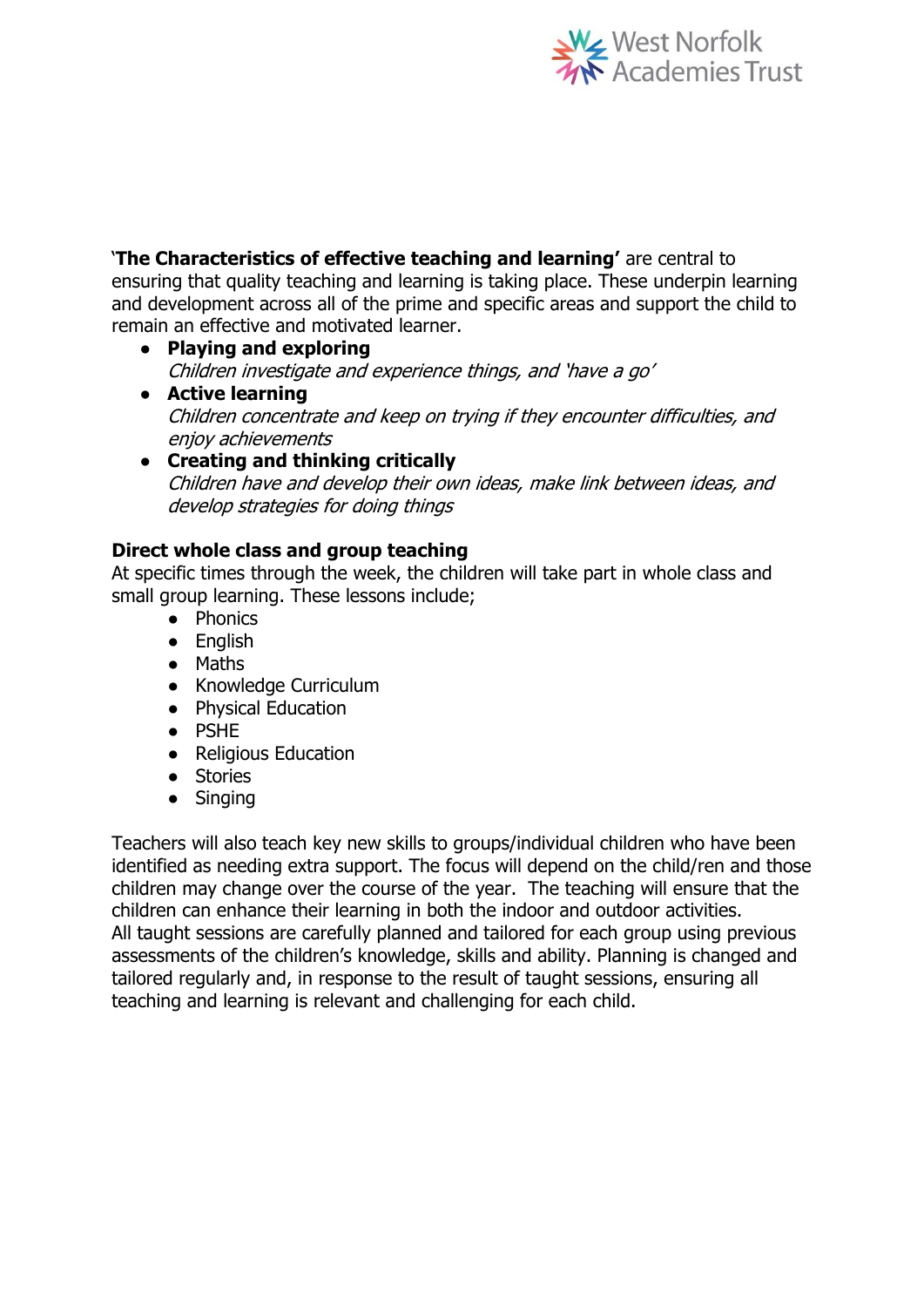'**The Characteristics of effective teaching and learning'** are central to ensuring that quality teaching and learning is taking place. These underpin learning and development across all of the prime and specific areas and support the child to remain an effective and motivated learner.

- **Playing and exploring**
  *Children investigate and experience things, and 'have a go'*
- **Active learning**
  *Children concentrate and keep on trying if they encounter difficulties, and enjoy achievements*
- **Creating and thinking critically**
  *Children have and develop their own ideas, make link between ideas, and develop strategies for doing things*

**Direct whole class and group teaching**

At specific times through the week, the children will take part in whole class and small group learning. These lessons include;

- Phonics
- English
- Maths
- Knowledge Curriculum
- Physical Education
- PSHE
- Religious Education
- Stories
- Singing

Teachers will also teach key new skills to groups/individual children who have been identified as needing extra support. The focus will depend on the child/ren and those children may change over the course of the year. The teaching will ensure that the children can enhance their learning in both the indoor and outdoor activities.
All taught sessions are carefully planned and tailored for each group using previous assessments of the children's knowledge, skills and ability. Planning is changed and tailored regularly and, in response to the result of taught sessions, ensuring all teaching and learning is relevant and challenging for each child.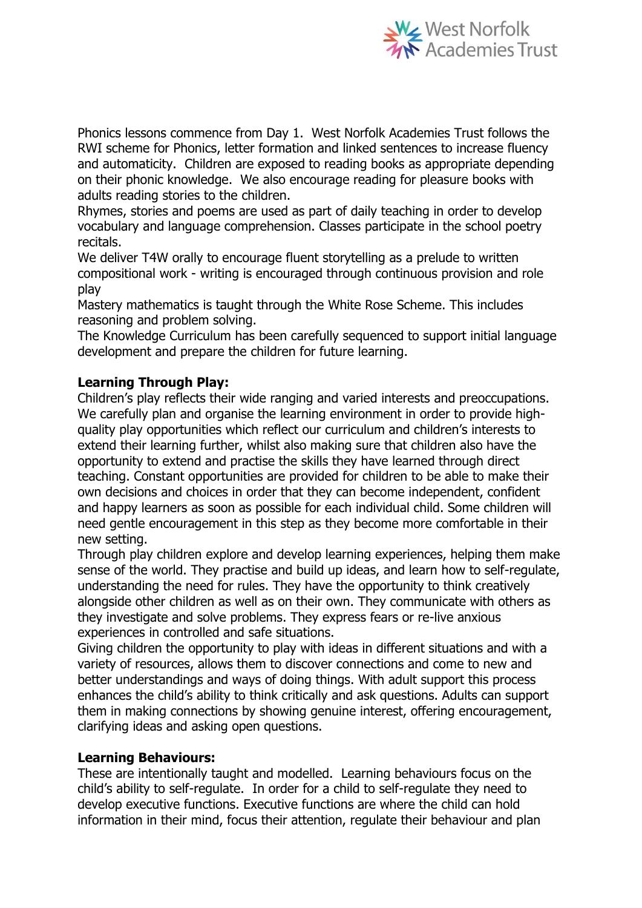Phonics lessons commence from Day 1. West Norfolk Academies Trust follows the RWI scheme for Phonics, letter formation and linked sentences to increase fluency and automaticity. Children are exposed to reading books as appropriate depending on their phonic knowledge. We also encourage reading for pleasure books with adults reading stories to the children.

Rhymes, stories and poems are used as part of daily teaching in order to develop vocabulary and language comprehension. Classes participate in the school poetry recitals.

We deliver T4W orally to encourage fluent storytelling as a prelude to written compositional work - writing is encouraged through continuous provision and role play

Mastery mathematics is taught through the White Rose Scheme. This includes reasoning and problem solving.

The Knowledge Curriculum has been carefully sequenced to support initial language development and prepare the children for future learning.

**Learning Through Play:**

Children's play reflects their wide ranging and varied interests and preoccupations. We carefully plan and organise the learning environment in order to provide high-quality play opportunities which reflect our curriculum and children's interests to extend their learning further, whilst also making sure that children also have the opportunity to extend and practise the skills they have learned through direct teaching. Constant opportunities are provided for children to be able to make their own decisions and choices in order that they can become independent, confident and happy learners as soon as possible for each individual child. Some children will need gentle encouragement in this step as they become more comfortable in their new setting.

Through play children explore and develop learning experiences, helping them make sense of the world. They practise and build up ideas, and learn how to self-regulate, understanding the need for rules. They have the opportunity to think creatively alongside other children as well as on their own. They communicate with others as they investigate and solve problems. They express fears or re-live anxious experiences in controlled and safe situations.

Giving children the opportunity to play with ideas in different situations and with a variety of resources, allows them to discover connections and come to new and better understandings and ways of doing things. With adult support this process enhances the child's ability to think critically and ask questions. Adults can support them in making connections by showing genuine interest, offering encouragement, clarifying ideas and asking open questions.

**Learning Behaviours:**

These are intentionally taught and modelled. Learning behaviours focus on the child's ability to self-regulate. In order for a child to self-regulate they need to develop executive functions. Executive functions are where the child can hold information in their mind, focus their attention, regulate their behaviour and plan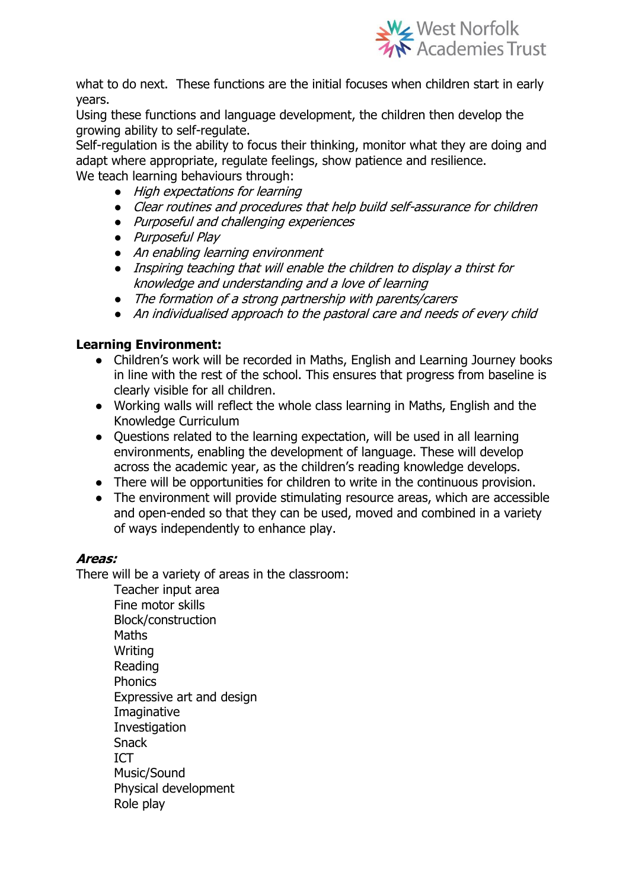what to do next. These functions are the initial focuses when children start in early years.
Using these functions and language development, the children then develop the growing ability to self-regulate.
Self-regulation is the ability to focus their thinking, monitor what they are doing and adapt where appropriate, regulate feelings, show patience and resilience.
We teach learning behaviours through:

- *High expectations for learning*
- *Clear routines and procedures that help build self-assurance for children*
- *Purposeful and challenging experiences*
- *Purposeful Play*
- *An enabling learning environment*
- *Inspiring teaching that will enable the children to display a thirst for knowledge and understanding and a love of learning*
- *The formation of a strong partnership with parents/carers*
- *An individualised approach to the pastoral care and needs of every child*

**Learning Environment:**

- Children's work will be recorded in Maths, English and Learning Journey books in line with the rest of the school. This ensures that progress from baseline is clearly visible for all children.
- Working walls will reflect the whole class learning in Maths, English and the Knowledge Curriculum
- Questions related to the learning expectation, will be used in all learning environments, enabling the development of language. These will develop across the academic year, as the children's reading knowledge develops.
- There will be opportunities for children to write in the continuous provision.
- The environment will provide stimulating resource areas, which are accessible and open-ended so that they can be used, moved and combined in a variety of ways independently to enhance play.

***Areas:***

There will be a variety of areas in the classroom:

Teacher input area
Fine motor skills
Block/construction
Maths
Writing
Reading
Phonics
Expressive art and design
Imaginative
Investigation
Snack
ICT
Music/Sound
Physical development
Role play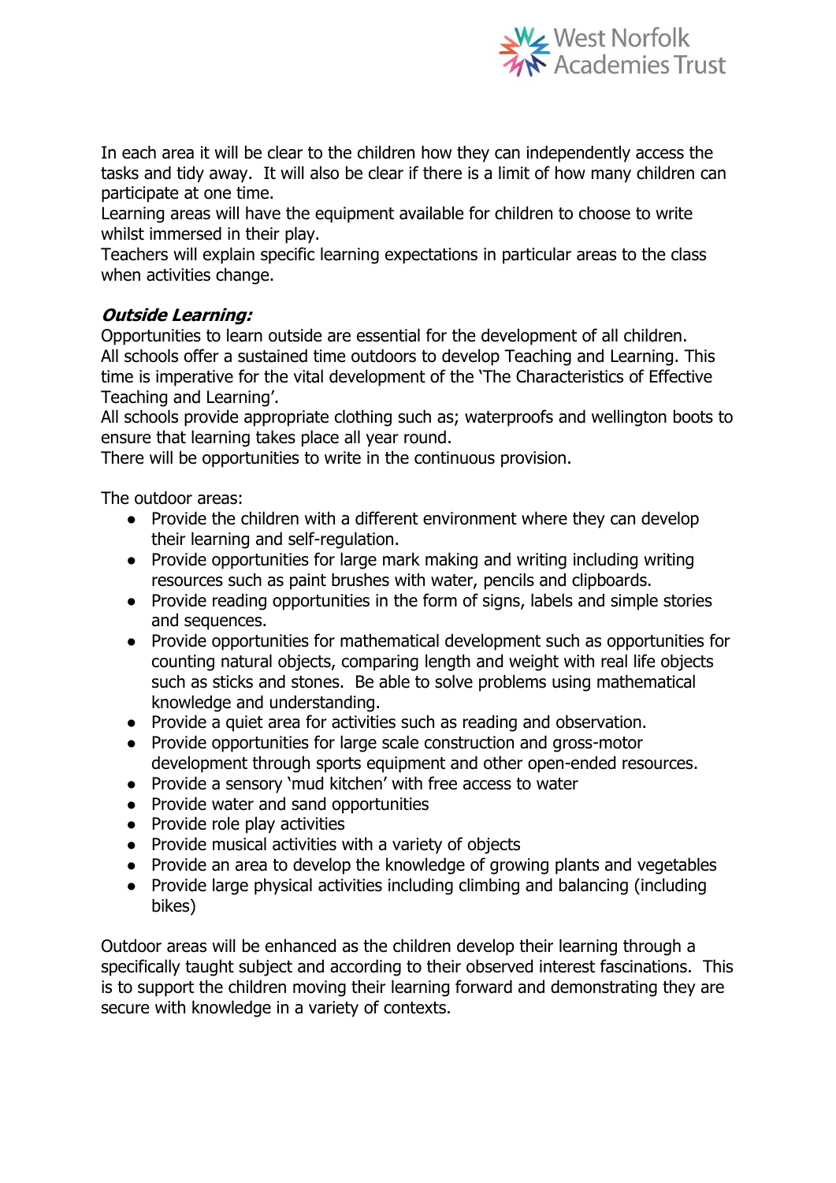In each area it will be clear to the children how they can independently access the tasks and tidy away. It will also be clear if there is a limit of how many children can participate at one time.
Learning areas will have the equipment available for children to choose to write whilst immersed in their play.
Teachers will explain specific learning expectations in particular areas to the class when activities change.

***Outside Learning:***
Opportunities to learn outside are essential for the development of all children.
All schools offer a sustained time outdoors to develop Teaching and Learning. This time is imperative for the vital development of the 'The Characteristics of Effective Teaching and Learning'.
All schools provide appropriate clothing such as; waterproofs and wellington boots to ensure that learning takes place all year round.
There will be opportunities to write in the continuous provision.

The outdoor areas:

- Provide the children with a different environment where they can develop their learning and self-regulation.
- Provide opportunities for large mark making and writing including writing resources such as paint brushes with water, pencils and clipboards.
- Provide reading opportunities in the form of signs, labels and simple stories and sequences.
- Provide opportunities for mathematical development such as opportunities for counting natural objects, comparing length and weight with real life objects such as sticks and stones. Be able to solve problems using mathematical knowledge and understanding.
- Provide a quiet area for activities such as reading and observation.
- Provide opportunities for large scale construction and gross-motor development through sports equipment and other open-ended resources.
- Provide a sensory 'mud kitchen' with free access to water
- Provide water and sand opportunities
- Provide role play activities
- Provide musical activities with a variety of objects
- Provide an area to develop the knowledge of growing plants and vegetables
- Provide large physical activities including climbing and balancing (including bikes)

Outdoor areas will be enhanced as the children develop their learning through a specifically taught subject and according to their observed interest fascinations. This is to support the children moving their learning forward and demonstrating they are secure with knowledge in a variety of contexts.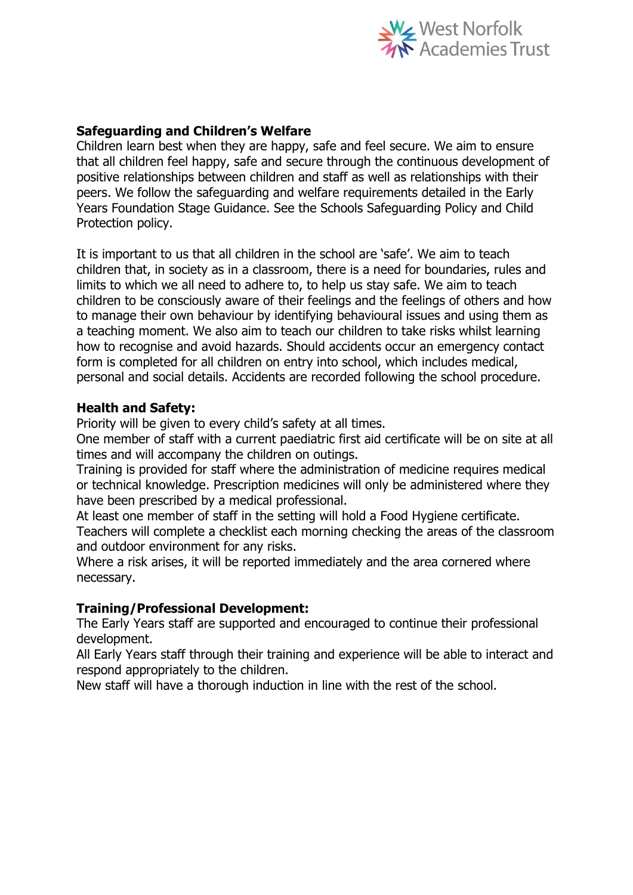**Safeguarding and Children's Welfare**

Children learn best when they are happy, safe and feel secure. We aim to ensure that all children feel happy, safe and secure through the continuous development of positive relationships between children and staff as well as relationships with their peers. We follow the safeguarding and welfare requirements detailed in the Early Years Foundation Stage Guidance. See the Schools Safeguarding Policy and Child Protection policy.

It is important to us that all children in the school are 'safe'. We aim to teach children that, in society as in a classroom, there is a need for boundaries, rules and limits to which we all need to adhere to, to help us stay safe. We aim to teach children to be consciously aware of their feelings and the feelings of others and how to manage their own behaviour by identifying behavioural issues and using them as a teaching moment. We also aim to teach our children to take risks whilst learning how to recognise and avoid hazards. Should accidents occur an emergency contact form is completed for all children on entry into school, which includes medical, personal and social details. Accidents are recorded following the school procedure.

**Health and Safety:**

Priority will be given to every child's safety at all times.
One member of staff with a current paediatric first aid certificate will be on site at all times and will accompany the children on outings.
Training is provided for staff where the administration of medicine requires medical or technical knowledge. Prescription medicines will only be administered where they have been prescribed by a medical professional.
At least one member of staff in the setting will hold a Food Hygiene certificate.
Teachers will complete a checklist each morning checking the areas of the classroom and outdoor environment for any risks.
Where a risk arises, it will be reported immediately and the area cornered where necessary.

**Training/Professional Development:**

The Early Years staff are supported and encouraged to continue their professional development.
All Early Years staff through their training and experience will be able to interact and respond appropriately to the children.
New staff will have a thorough induction in line with the rest of the school.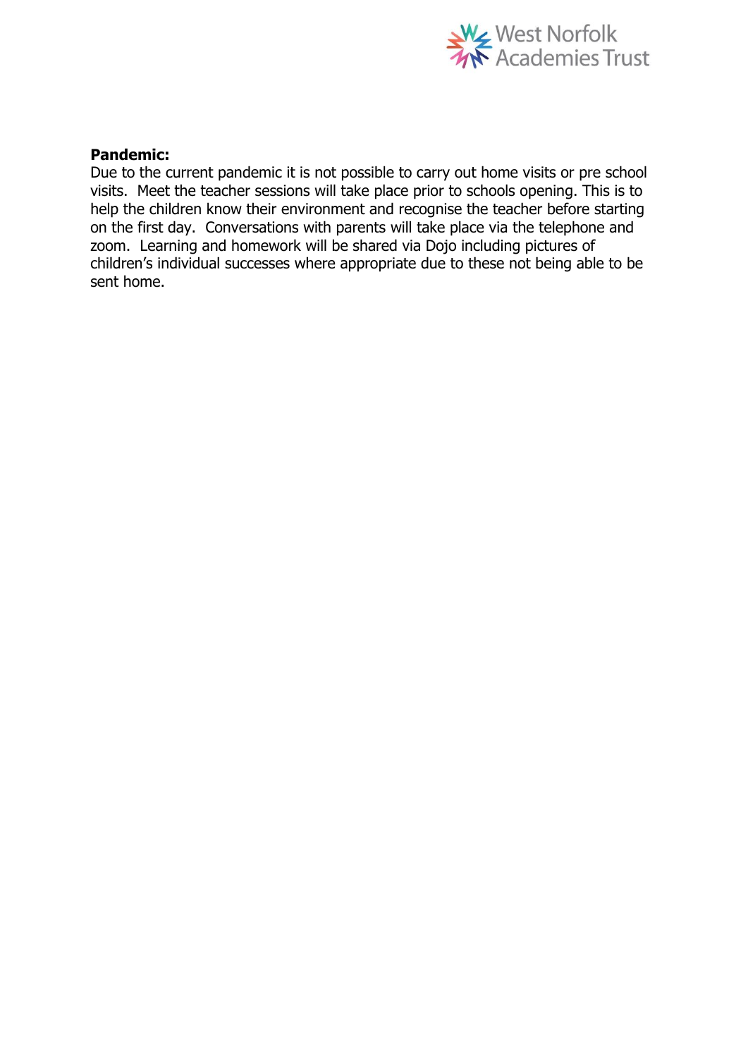**Pandemic:**
Due to the current pandemic it is not possible to carry out home visits or pre school visits. Meet the teacher sessions will take place prior to schools opening. This is to help the children know their environment and recognise the teacher before starting on the first day. Conversations with parents will take place via the telephone and zoom. Learning and homework will be shared via Dojo including pictures of children's individual successes where appropriate due to these not being able to be sent home.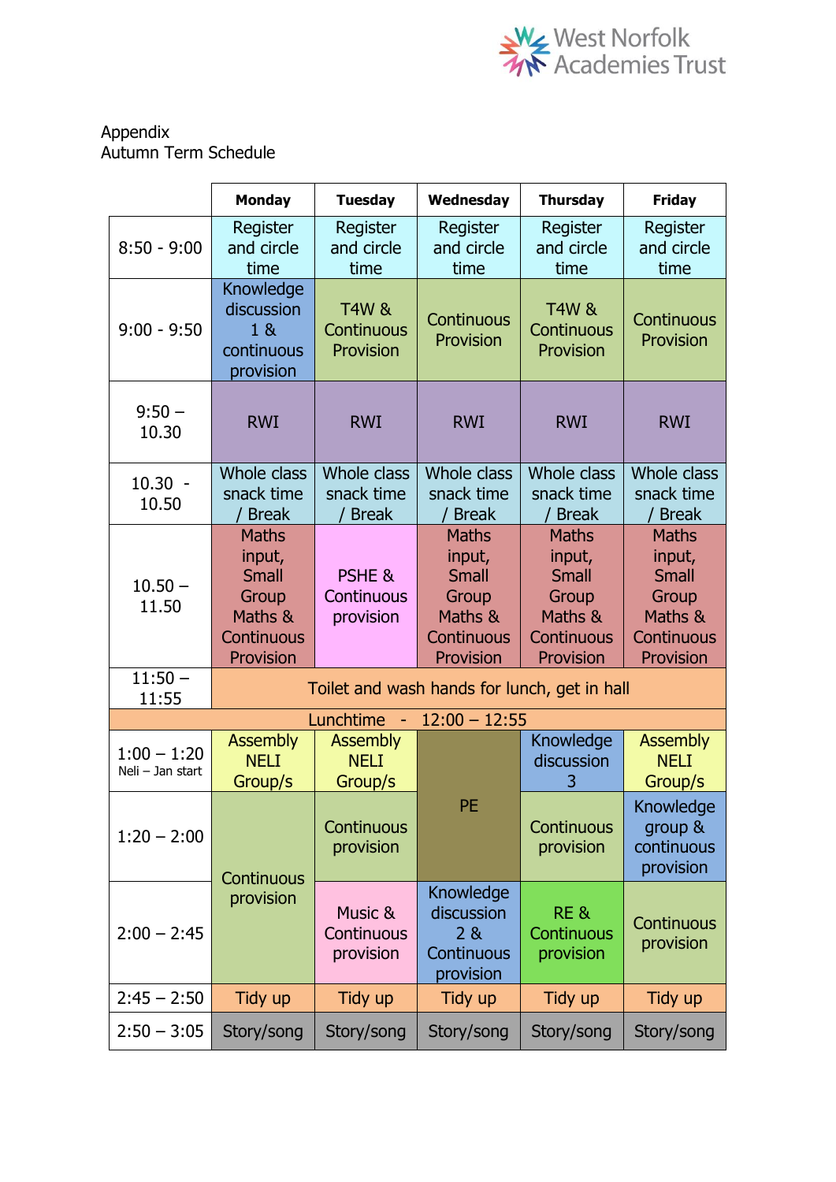Appendix
Autumn Term Schedule

| | Monday | Tuesday | Wednesday | Thursday | Friday |
|---|---|---|---|---|---|
| 8:50 - 9:00 | Register and circle time | Register and circle time | Register and circle time | Register and circle time | Register and circle time |
| 9:00 - 9:50 | Knowledge discussion 1 & continuous provision | T4W & Continuous Provision | Continuous Provision | T4W & Continuous Provision | Continuous Provision |
| 9:50 – 10.30 | RWI | RWI | RWI | RWI | RWI |
| 10.30 - 10.50 | Whole class snack time / Break | Whole class snack time / Break | Whole class snack time / Break | Whole class snack time / Break | Whole class snack time / Break |
| 10.50 – 11.50 | Maths input, Small Group Maths & Continuous Provision | PSHE & Continuous provision | Maths input, Small Group Maths & Continuous Provision | Maths input, Small Group Maths & Continuous Provision | Maths input, Small Group Maths & Continuous Provision |
| 11:50 – 11:55 | Toilet and wash hands for lunch, get in hall | | | | |
| Lunchtime - 12:00 – 12:55 | | | | | |
| 1:00 – 1:20 Neli – Jan start | Assembly NELI Group/s | Assembly NELI Group/s | PE | Knowledge discussion 3 | Assembly NELI Group/s |
| 1:20 – 2:00 | Continuous provision | Continuous provision | PE | Continuous provision | Knowledge group & continuous provision |
| 2:00 – 2:45 | Continuous provision | Music & Continuous provision | Knowledge discussion 2 & Continuous provision | RE & Continuous provision | Continuous provision |
| 2:45 – 2:50 | Tidy up | Tidy up | Tidy up | Tidy up | Tidy up |
| 2:50 – 3:05 | Story/song | Story/song | Story/song | Story/song | Story/song |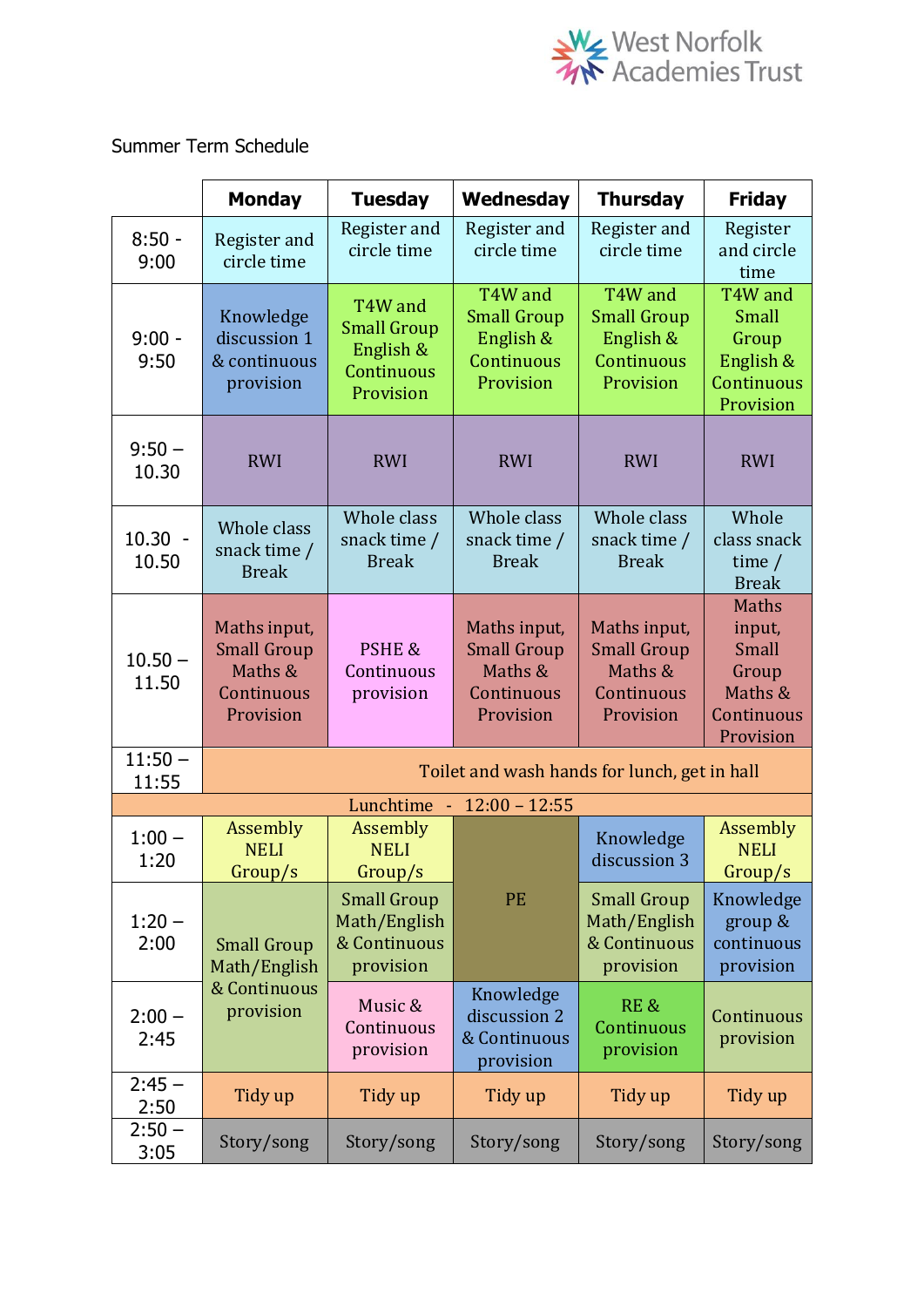West Norfolk Academies Trust

Summer Term Schedule

| | Monday | Tuesday | Wednesday | Thursday | Friday |
|---|---|---|---|---|---|
| 8:50 - 9:00 | Register and circle time | Register and circle time | Register and circle time | Register and circle time | Register and circle time |
| 9:00 - 9:50 | Knowledge discussion 1 & continuous provision | T4W and Small Group English & Continuous Provision | T4W and Small Group English & Continuous Provision | T4W and Small Group English & Continuous Provision | T4W and Small Group English & Continuous Provision |
| 9:50 – 10.30 | RWI | RWI | RWI | RWI | RWI |
| 10.30 - 10.50 | Whole class snack time / Break | Whole class snack time / Break | Whole class snack time / Break | Whole class snack time / Break | Whole class snack time / Break |
| 10.50 – 11.50 | Maths input, Small Group Maths & Continuous Provision | PSHE & Continuous provision | Maths input, Small Group Maths & Continuous Provision | Maths input, Small Group Maths & Continuous Provision | Maths input, Small Group Maths & Continuous Provision |
| 11:50 – 11:55 | Toilet and wash hands for lunch, get in hall | | | | |
| Lunchtime - 12:00 – 12:55 | | | | | |
| 1:00 – 1:20 | Assembly NELI Group/s | Assembly NELI Group/s | PE | Knowledge discussion 3 | Assembly NELI Group/s |
| 1:20 – 2:00 | Small Group Math/English & Continuous provision | Small Group Math/English & Continuous provision | | Small Group Math/English & Continuous provision | Knowledge group & continuous provision |
| 2:00 – 2:45 | | Music & Continuous provision | Knowledge discussion 2 & Continuous provision | RE & Continuous provision | Continuous provision |
| 2:45 – 2:50 | Tidy up | Tidy up | Tidy up | Tidy up | Tidy up |
| 2:50 – 3:05 | Story/song | Story/song | Story/song | Story/song | Story/song |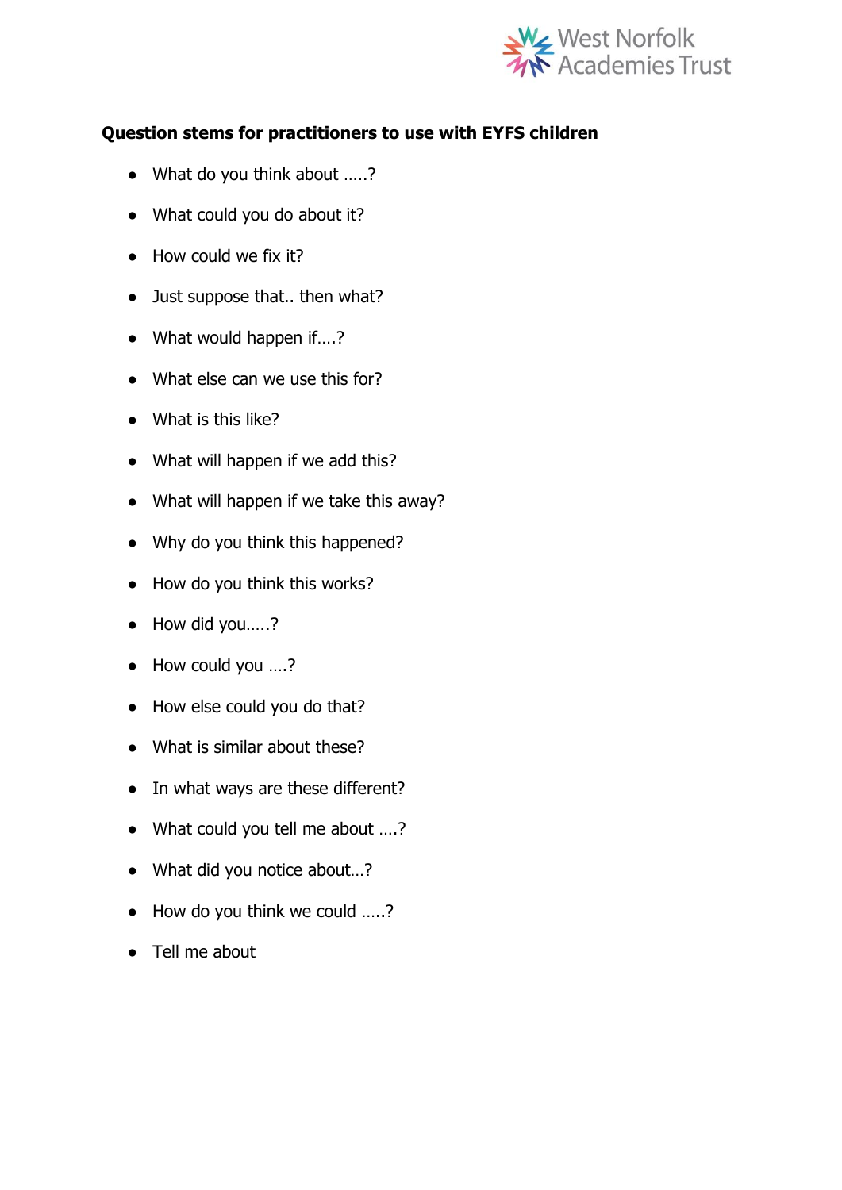**Question stems for practitioners to use with EYFS children**

- What do you think about …..?
- What could you do about it?
- How could we fix it?
- Just suppose that.. then what?
- What would happen if….?
- What else can we use this for?
- What is this like?
- What will happen if we add this?
- What will happen if we take this away?
- Why do you think this happened?
- How do you think this works?
- How did you…..?
- How could you ….?
- How else could you do that?
- What is similar about these?
- In what ways are these different?
- What could you tell me about ….?
- What did you notice about…?
- How do you think we could …..?
- Tell me about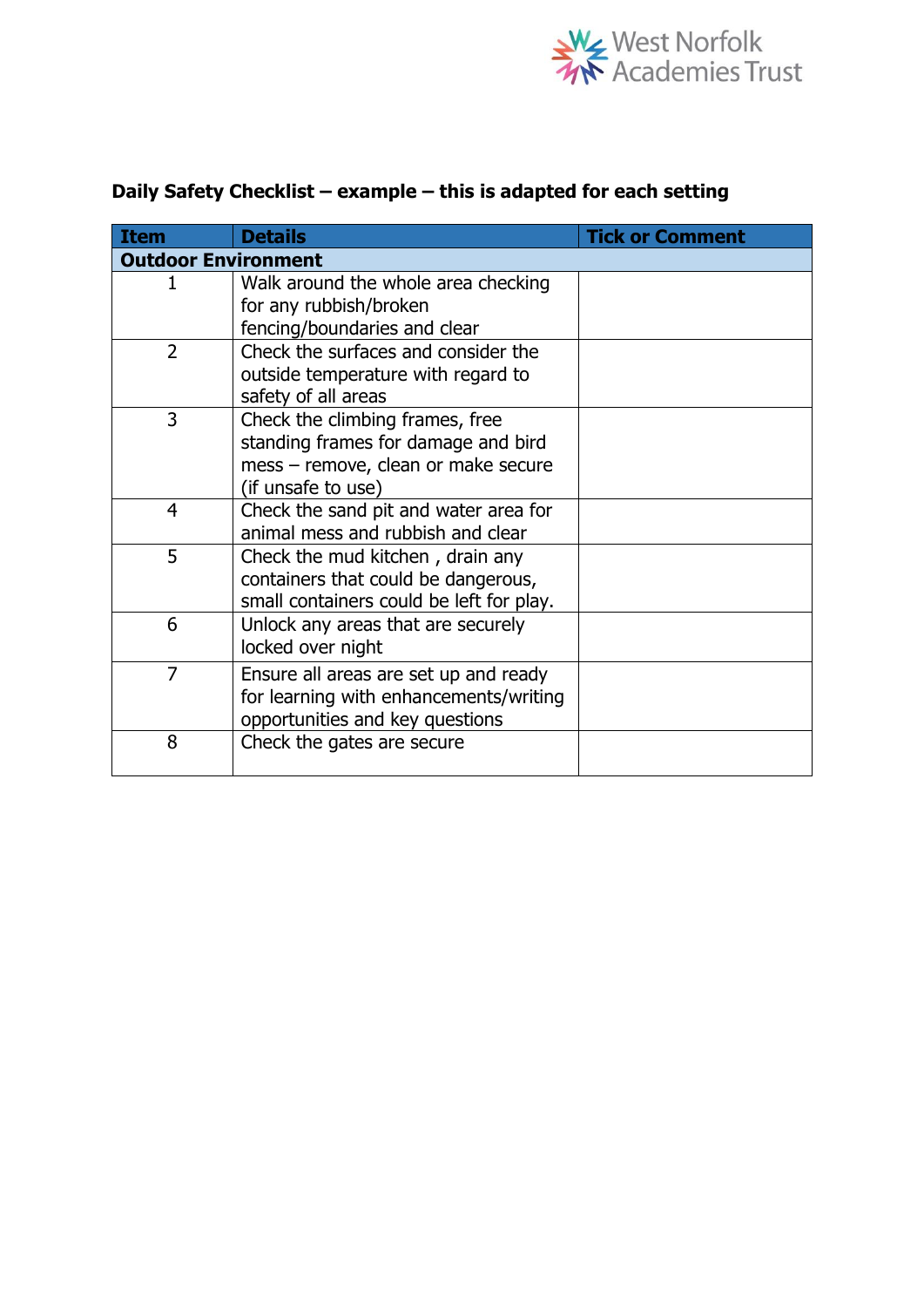**Daily Safety Checklist – example – this is adapted for each setting**

| Item | Details | Tick or Comment |
|---|---|---|
| **Outdoor Environment** | | |
| 1 | Walk around the whole area checking for any rubbish/broken fencing/boundaries and clear | |
| 2 | Check the surfaces and consider the outside temperature with regard to safety of all areas | |
| 3 | Check the climbing frames, free standing frames for damage and bird mess – remove, clean or make secure (if unsafe to use) | |
| 4 | Check the sand pit and water area for animal mess and rubbish and clear | |
| 5 | Check the mud kitchen , drain any containers that could be dangerous, small containers could be left for play. | |
| 6 | Unlock any areas that are securely locked over night | |
| 7 | Ensure all areas are set up and ready for learning with enhancements/writing opportunities and key questions | |
| 8 | Check the gates are secure | |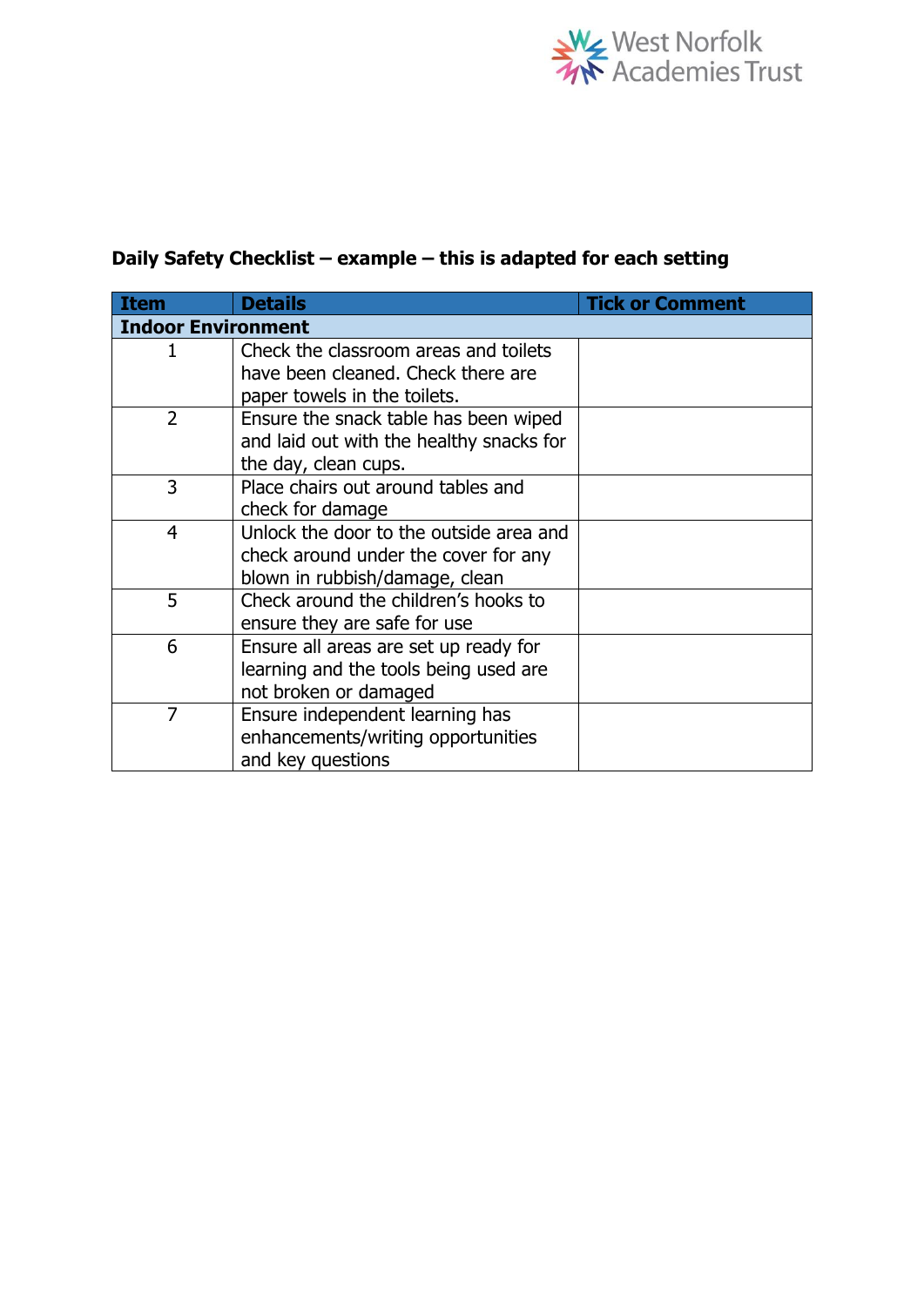**Daily Safety Checklist – example – this is adapted for each setting**

| Item | Details | Tick or Comment |
|---|---|---|
| **Indoor Environment** | | |
| 1 | Check the classroom areas and toilets have been cleaned. Check there are paper towels in the toilets. | |
| 2 | Ensure the snack table has been wiped and laid out with the healthy snacks for the day, clean cups. | |
| 3 | Place chairs out around tables and check for damage | |
| 4 | Unlock the door to the outside area and check around under the cover for any blown in rubbish/damage, clean | |
| 5 | Check around the children's hooks to ensure they are safe for use | |
| 6 | Ensure all areas are set up ready for learning and the tools being used are not broken or damaged | |
| 7 | Ensure independent learning has enhancements/writing opportunities and key questions | |